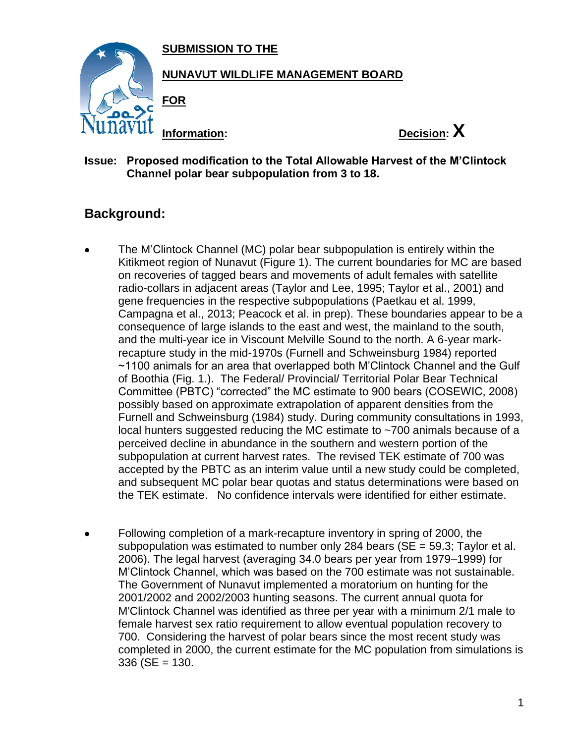**SUBMISSION TO THE**

**NUNAVUT WILDLIFE MANAGEMENT BOARD**

**FOR**

**Information:** **Decision: X**

**Issue: Proposed modification to the Total Allowable Harvest of the M'Clintock Channel polar bear subpopulation from 3 to 18.**

## Background:

- The M'Clintock Channel (MC) polar bear subpopulation is entirely within the Kitikmeot region of Nunavut (Figure 1). The current boundaries for MC are based on recoveries of tagged bears and movements of adult females with satellite radio-collars in adjacent areas (Taylor and Lee, 1995; Taylor et al., 2001) and gene frequencies in the respective subpopulations (Paetkau et al. 1999, Campagna et al., 2013; Peacock et al. in prep). These boundaries appear to be a consequence of large islands to the east and west, the mainland to the south, and the multi-year ice in Viscount Melville Sound to the north. A 6-year mark-recapture study in the mid-1970s (Furnell and Schweinsburg 1984) reported ~1100 animals for an area that overlapped both M'Clintock Channel and the Gulf of Boothia (Fig. 1.). The Federal/ Provincial/ Territorial Polar Bear Technical Committee (PBTC) "corrected" the MC estimate to 900 bears (COSEWIC, 2008) possibly based on approximate extrapolation of apparent densities from the Furnell and Schweinsburg (1984) study. During community consultations in 1993, local hunters suggested reducing the MC estimate to ~700 animals because of a perceived decline in abundance in the southern and western portion of the subpopulation at current harvest rates. The revised TEK estimate of 700 was accepted by the PBTC as an interim value until a new study could be completed, and subsequent MC polar bear quotas and status determinations were based on the TEK estimate. No confidence intervals were identified for either estimate.

- Following completion of a mark-recapture inventory in spring of 2000, the subpopulation was estimated to number only 284 bears (SE = 59.3; Taylor et al. 2006). The legal harvest (averaging 34.0 bears per year from 1979–1999) for M'Clintock Channel, which was based on the 700 estimate was not sustainable. The Government of Nunavut implemented a moratorium on hunting for the 2001/2002 and 2002/2003 hunting seasons. The current annual quota for M'Clintock Channel was identified as three per year with a minimum 2/1 male to female harvest sex ratio requirement to allow eventual population recovery to 700. Considering the harvest of polar bears since the most recent study was completed in 2000, the current estimate for the MC population from simulations is 336 (SE = 130.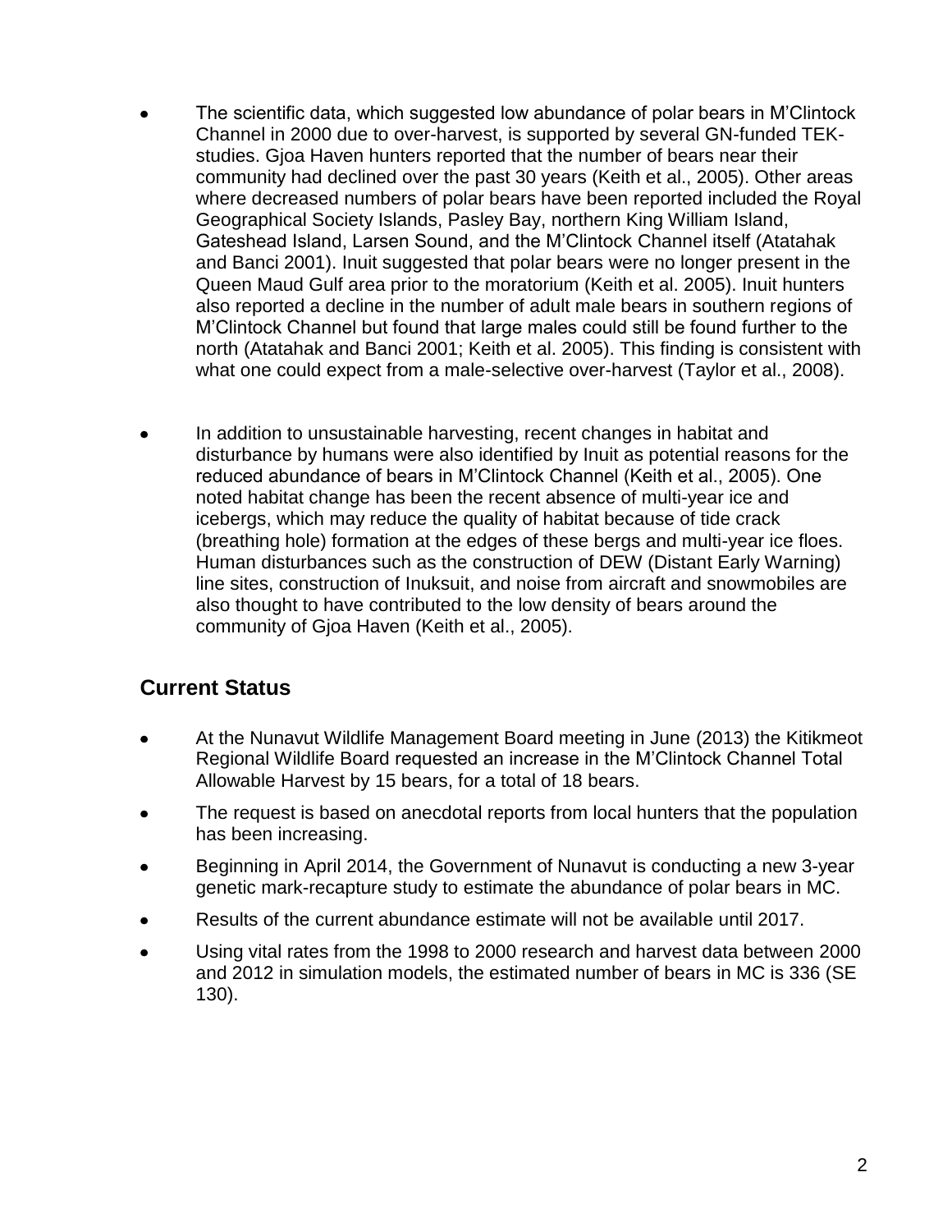- The scientific data, which suggested low abundance of polar bears in M'Clintock Channel in 2000 due to over-harvest, is supported by several GN-funded TEK-studies. Gjoa Haven hunters reported that the number of bears near their community had declined over the past 30 years (Keith et al., 2005). Other areas where decreased numbers of polar bears have been reported included the Royal Geographical Society Islands, Pasley Bay, northern King William Island, Gateshead Island, Larsen Sound, and the M'Clintock Channel itself (Atatahak and Banci 2001). Inuit suggested that polar bears were no longer present in the Queen Maud Gulf area prior to the moratorium (Keith et al. 2005). Inuit hunters also reported a decline in the number of adult male bears in southern regions of M'Clintock Channel but found that large males could still be found further to the north (Atatahak and Banci 2001; Keith et al. 2005). This finding is consistent with what one could expect from a male-selective over-harvest (Taylor et al., 2008).

- In addition to unsustainable harvesting, recent changes in habitat and disturbance by humans were also identified by Inuit as potential reasons for the reduced abundance of bears in M'Clintock Channel (Keith et al., 2005). One noted habitat change has been the recent absence of multi-year ice and icebergs, which may reduce the quality of habitat because of tide crack (breathing hole) formation at the edges of these bergs and multi-year ice floes. Human disturbances such as the construction of DEW (Distant Early Warning) line sites, construction of Inuksuit, and noise from aircraft and snowmobiles are also thought to have contributed to the low density of bears around the community of Gjoa Haven (Keith et al., 2005).

## Current Status

- At the Nunavut Wildlife Management Board meeting in June (2013) the Kitikmeot Regional Wildlife Board requested an increase in the M'Clintock Channel Total Allowable Harvest by 15 bears, for a total of 18 bears.
- The request is based on anecdotal reports from local hunters that the population has been increasing.
- Beginning in April 2014, the Government of Nunavut is conducting a new 3-year genetic mark-recapture study to estimate the abundance of polar bears in MC.
- Results of the current abundance estimate will not be available until 2017.
- Using vital rates from the 1998 to 2000 research and harvest data between 2000 and 2012 in simulation models, the estimated number of bears in MC is 336 (SE 130).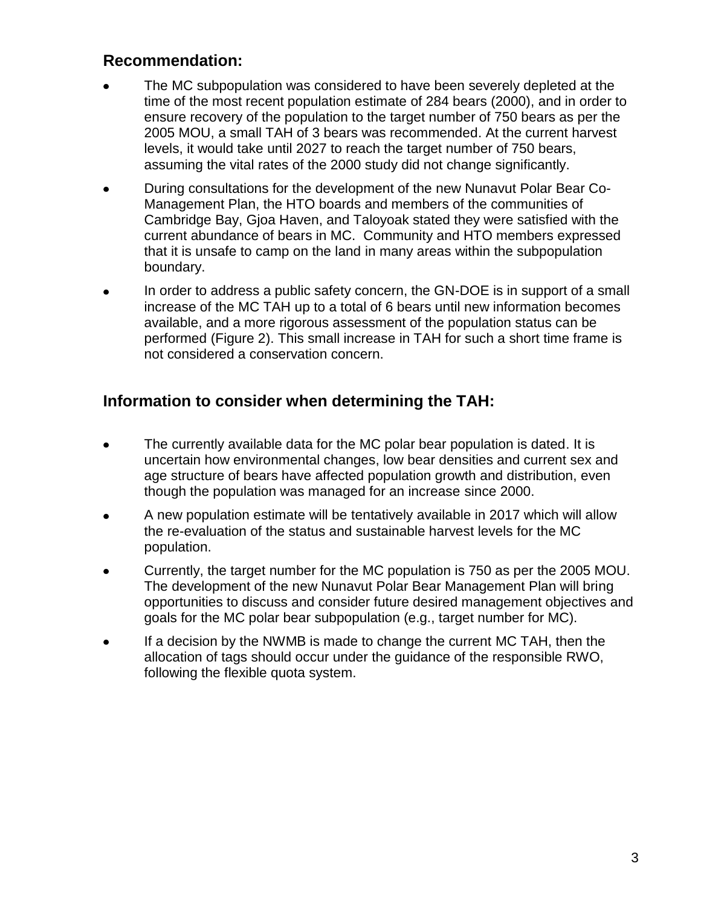## Recommendation:

- The MC subpopulation was considered to have been severely depleted at the time of the most recent population estimate of 284 bears (2000), and in order to ensure recovery of the population to the target number of 750 bears as per the 2005 MOU, a small TAH of 3 bears was recommended. At the current harvest levels, it would take until 2027 to reach the target number of 750 bears, assuming the vital rates of the 2000 study did not change significantly.
- During consultations for the development of the new Nunavut Polar Bear Co-Management Plan, the HTO boards and members of the communities of Cambridge Bay, Gjoa Haven, and Taloyoak stated they were satisfied with the current abundance of bears in MC. Community and HTO members expressed that it is unsafe to camp on the land in many areas within the subpopulation boundary.
- In order to address a public safety concern, the GN-DOE is in support of a small increase of the MC TAH up to a total of 6 bears until new information becomes available, and a more rigorous assessment of the population status can be performed (Figure 2). This small increase in TAH for such a short time frame is not considered a conservation concern.

## Information to consider when determining the TAH:

- The currently available data for the MC polar bear population is dated. It is uncertain how environmental changes, low bear densities and current sex and age structure of bears have affected population growth and distribution, even though the population was managed for an increase since 2000.
- A new population estimate will be tentatively available in 2017 which will allow the re-evaluation of the status and sustainable harvest levels for the MC population.
- Currently, the target number for the MC population is 750 as per the 2005 MOU. The development of the new Nunavut Polar Bear Management Plan will bring opportunities to discuss and consider future desired management objectives and goals for the MC polar bear subpopulation (e.g., target number for MC).
- If a decision by the NWMB is made to change the current MC TAH, then the allocation of tags should occur under the guidance of the responsible RWO, following the flexible quota system.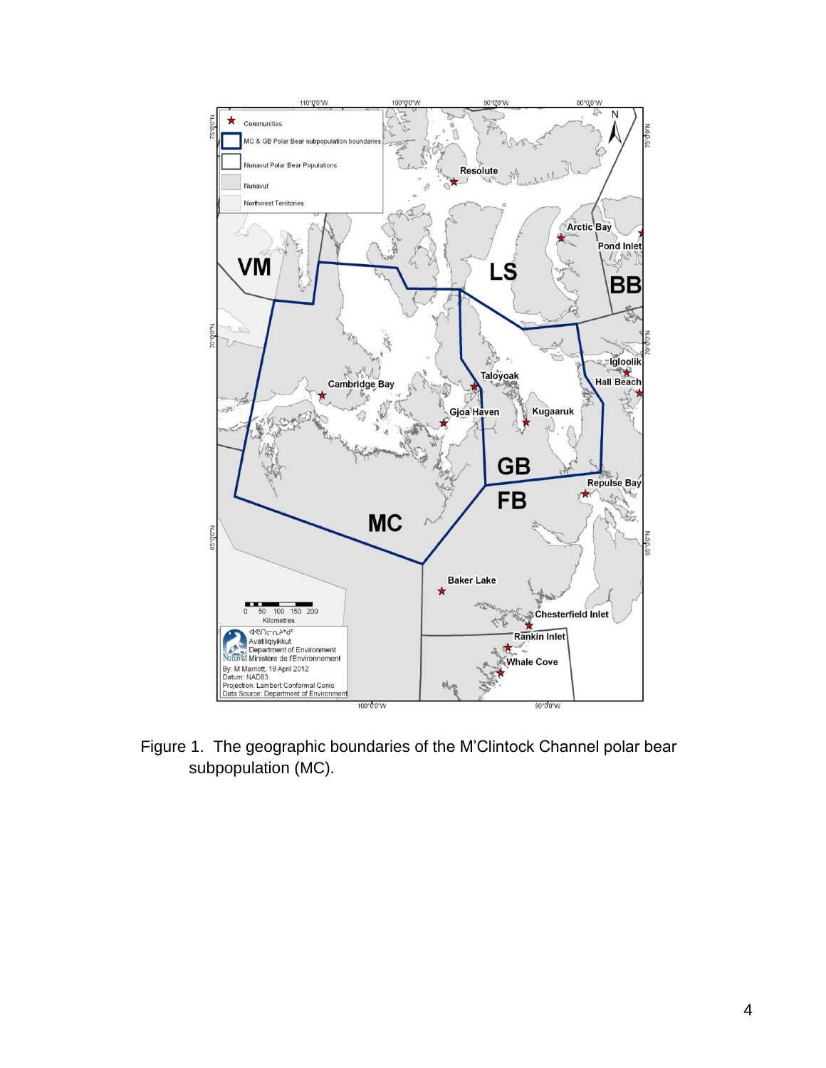Figure 1. The geographic boundaries of the M'Clintock Channel polar bear subpopulation (MC).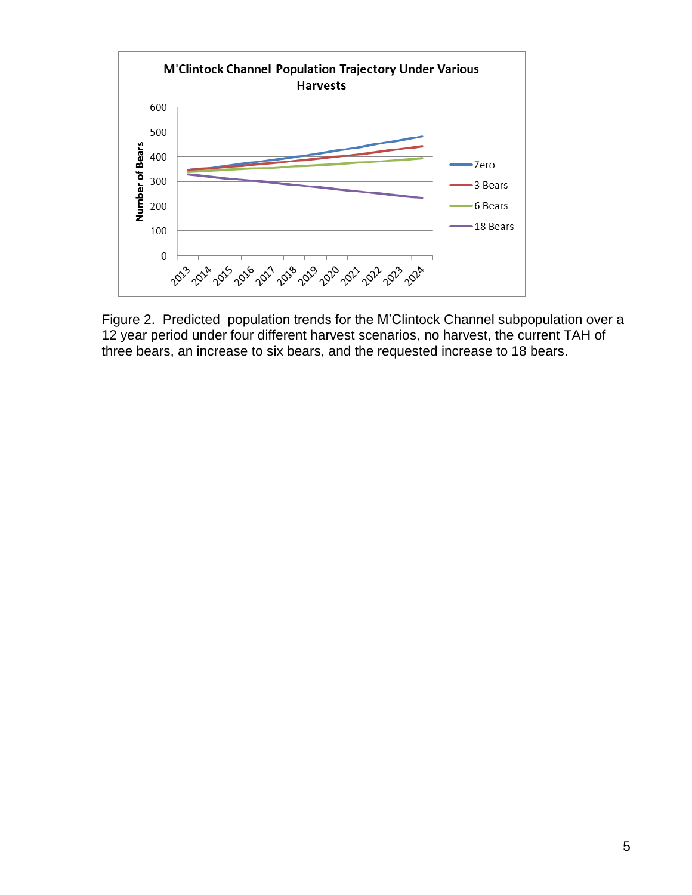Figure 2. Predicted population trends for the M'Clintock Channel subpopulation over a 12 year period under four different harvest scenarios, no harvest, the current TAH of three bears, an increase to six bears, and the requested increase to 18 bears.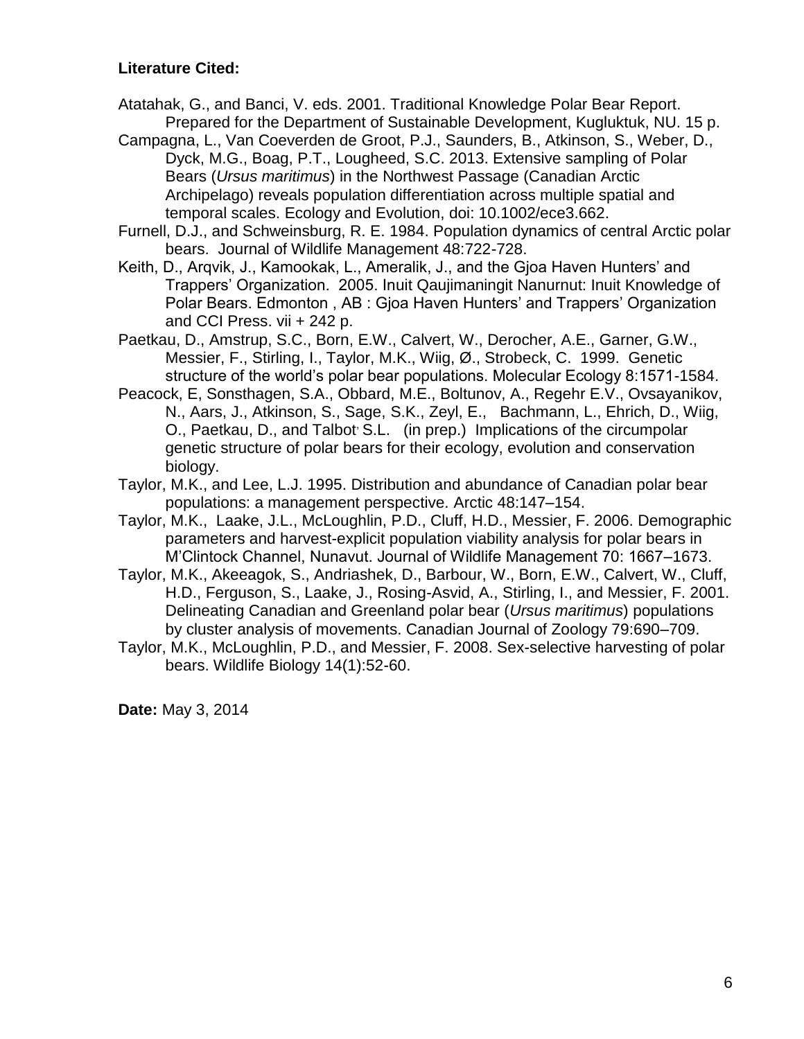**Literature Cited:**

Atatahak, G., and Banci, V. eds. 2001. Traditional Knowledge Polar Bear Report. Prepared for the Department of Sustainable Development, Kugluktuk, NU. 15 p.

Campagna, L., Van Coeverden de Groot, P.J., Saunders, B., Atkinson, S., Weber, D., Dyck, M.G., Boag, P.T., Lougheed, S.C. 2013. Extensive sampling of Polar Bears (*Ursus maritimus*) in the Northwest Passage (Canadian Arctic Archipelago) reveals population differentiation across multiple spatial and temporal scales. Ecology and Evolution, doi: 10.1002/ece3.662.

Furnell, D.J., and Schweinsburg, R. E. 1984. Population dynamics of central Arctic polar bears. Journal of Wildlife Management 48:722-728.

Keith, D., Arqvik, J., Kamookak, L., Ameralik, J., and the Gjoa Haven Hunters' and Trappers' Organization. 2005. Inuit Qaujimaningit Nanurnut: Inuit Knowledge of Polar Bears. Edmonton , AB : Gjoa Haven Hunters' and Trappers' Organization and CCI Press. vii + 242 p.

Paetkau, D., Amstrup, S.C., Born, E.W., Calvert, W., Derocher, A.E., Garner, G.W., Messier, F., Stirling, I., Taylor, M.K., Wiig, Ø., Strobeck, C. 1999. Genetic structure of the world's polar bear populations. Molecular Ecology 8:1571-1584.

Peacock, E, Sonsthagen, S.A., Obbard, M.E., Boltunov, A., Regehr E.V., Ovsayanikov, N., Aars, J., Atkinson, S., Sage, S.K., Zeyl, E., Bachmann, L., Ehrich, D., Wiig, O., Paetkau, D., and Talbot, S.L. (in prep.) Implications of the circumpolar genetic structure of polar bears for their ecology, evolution and conservation biology.

Taylor, M.K., and Lee, L.J. 1995. Distribution and abundance of Canadian polar bear populations: a management perspective. Arctic 48:147–154.

Taylor, M.K., Laake, J.L., McLoughlin, P.D., Cluff, H.D., Messier, F. 2006. Demographic parameters and harvest-explicit population viability analysis for polar bears in M'Clintock Channel, Nunavut. Journal of Wildlife Management 70: 1667–1673.

Taylor, M.K., Akeeagok, S., Andriashek, D., Barbour, W., Born, E.W., Calvert, W., Cluff, H.D., Ferguson, S., Laake, J., Rosing-Asvid, A., Stirling, I., and Messier, F. 2001. Delineating Canadian and Greenland polar bear (*Ursus maritimus*) populations by cluster analysis of movements. Canadian Journal of Zoology 79:690–709.

Taylor, M.K., McLoughlin, P.D., and Messier, F. 2008. Sex-selective harvesting of polar bears. Wildlife Biology 14(1):52-60.

**Date:** May 3, 2014